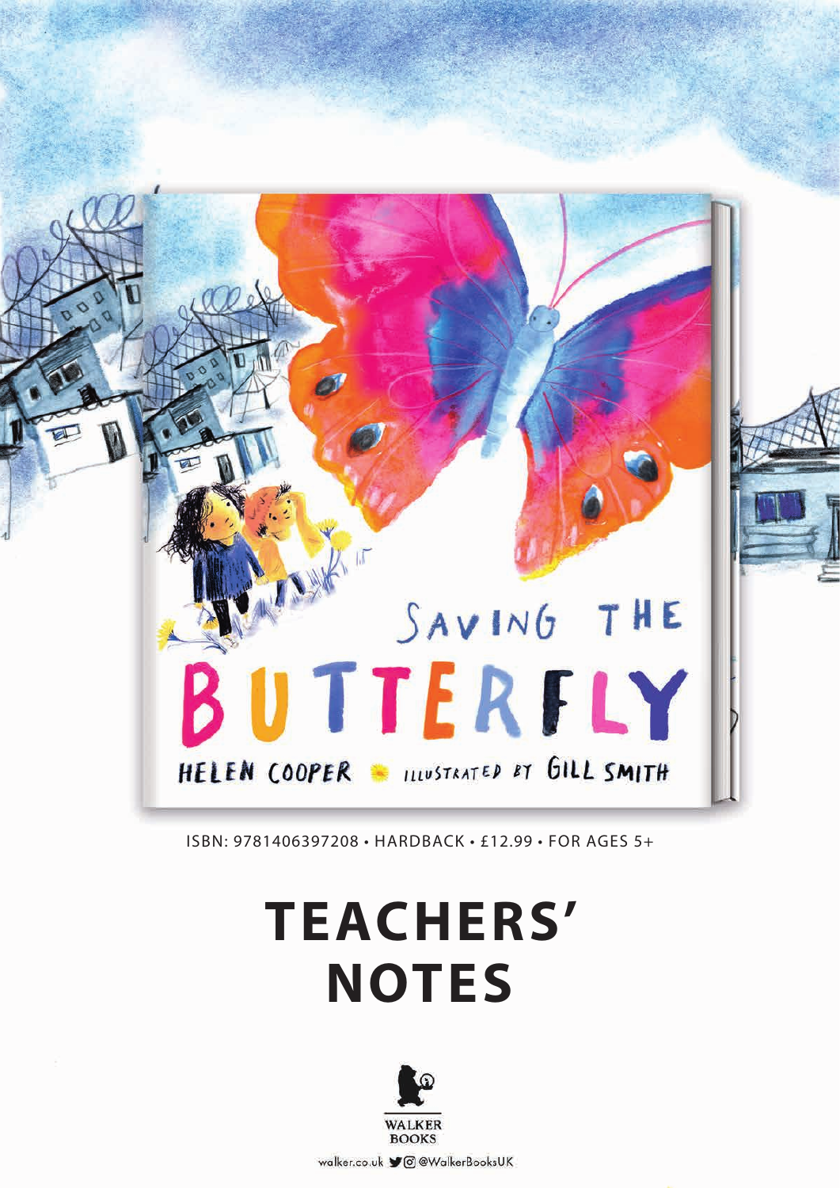# SAVING THE BUTTERFLY

HELEN COOPER • ILLUSTRATED BY GILL SMITH

ISBN: 9781406397208 • HARDBACK • £12.99 • FOR AGES 5+

# TEACHERS' NOTES

WALKER BOOKS

walker.co.uk @WalkerBooksUK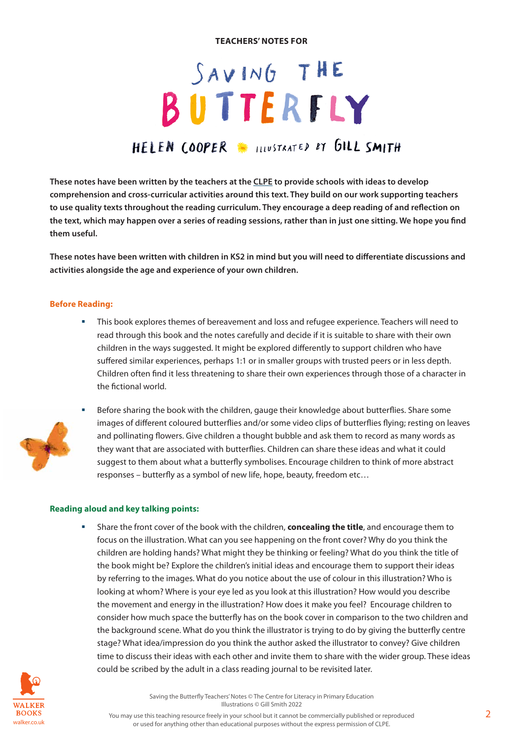TEACHERS' NOTES FOR

# SAVING THE BUTTERFLY

HELEN COOPER · ILLUSTRATED BY GILL SMITH

**These notes have been written by the teachers at the CLPE to provide schools with ideas to develop comprehension and cross-curricular activities around this text. They build on our work supporting teachers to use quality texts throughout the reading curriculum. They encourage a deep reading of and reflection on the text, which may happen over a series of reading sessions, rather than in just one sitting. We hope you find them useful.**

**These notes have been written with children in KS2 in mind but you will need to differentiate discussions and activities alongside the age and experience of your own children.**

## Before Reading:

- This book explores themes of bereavement and loss and refugee experience. Teachers will need to read through this book and the notes carefully and decide if it is suitable to share with their own children in the ways suggested. It might be explored differently to support children who have suffered similar experiences, perhaps 1:1 or in smaller groups with trusted peers or in less depth. Children often find it less threatening to share their own experiences through those of a character in the fictional world.
- Before sharing the book with the children, gauge their knowledge about butterflies. Share some images of different coloured butterflies and/or some video clips of butterflies flying; resting on leaves and pollinating flowers. Give children a thought bubble and ask them to record as many words as they want that are associated with butterflies. Children can share these ideas and what it could suggest to them about what a butterfly symbolises. Encourage children to think of more abstract responses – butterfly as a symbol of new life, hope, beauty, freedom etc…

## Reading aloud and key talking points:

- Share the front cover of the book with the children, **concealing the title**, and encourage them to focus on the illustration. What can you see happening on the front cover? Why do you think the children are holding hands? What might they be thinking or feeling? What do you think the title of the book might be? Explore the children's initial ideas and encourage them to support their ideas by referring to the images. What do you notice about the use of colour in this illustration? Who is looking at whom? Where is your eye led as you look at this illustration? How would you describe the movement and energy in the illustration? How does it make you feel? Encourage children to consider how much space the butterfly has on the book cover in comparison to the two children and the background scene. What do you think the illustrator is trying to do by giving the butterfly centre stage? What idea/impression do you think the author asked the illustrator to convey? Give children time to discuss their ideas with each other and invite them to share with the wider group. These ideas could be scribed by the adult in a class reading journal to be revisited later.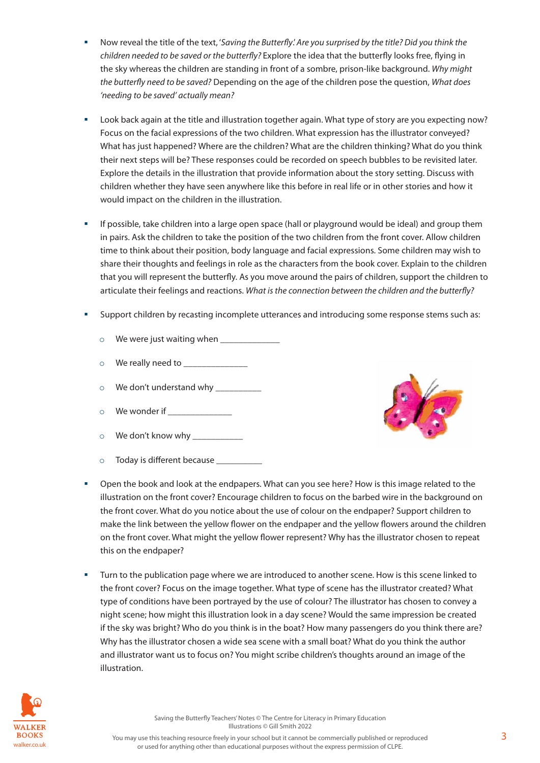- Now reveal the title of the text, '*Saving the Butterfly*.' *Are you surprised by the title? Did you think the children needed to be saved or the butterfly?* Explore the idea that the butterfly looks free, flying in the sky whereas the children are standing in front of a sombre, prison-like background. *Why might the butterfly need to be saved?* Depending on the age of the children pose the question, *What does 'needing to be saved' actually mean?*

- Look back again at the title and illustration together again. What type of story are you expecting now? Focus on the facial expressions of the two children. What expression has the illustrator conveyed? What has just happened? Where are the children? What are the children thinking? What do you think their next steps will be? These responses could be recorded on speech bubbles to be revisited later. Explore the details in the illustration that provide information about the story setting. Discuss with children whether they have seen anywhere like this before in real life or in other stories and how it would impact on the children in the illustration.

- If possible, take children into a large open space (hall or playground would be ideal) and group them in pairs. Ask the children to take the position of the two children from the front cover. Allow children time to think about their position, body language and facial expressions. Some children may wish to share their thoughts and feelings in role as the characters from the book cover. Explain to the children that you will represent the butterfly. As you move around the pairs of children, support the children to articulate their feelings and reactions. *What is the connection between the children and the butterfly?*

- Support children by recasting incomplete utterances and introducing some response stems such as:
  - We were just waiting when ______________
  - We really need to _______________
  - We don't understand why ___________
  - We wonder if _______________
  - We don't know why ____________
  - Today is different because ___________

- Open the book and look at the endpapers. What can you see here? How is this image related to the illustration on the front cover? Encourage children to focus on the barbed wire in the background on the front cover. What do you notice about the use of colour on the endpaper? Support children to make the link between the yellow flower on the endpaper and the yellow flowers around the children on the front cover. What might the yellow flower represent? Why has the illustrator chosen to repeat this on the endpaper?

- Turn to the publication page where we are introduced to another scene. How is this scene linked to the front cover? Focus on the image together. What type of scene has the illustrator created? What type of conditions have been portrayed by the use of colour? The illustrator has chosen to convey a night scene; how might this illustration look in a day scene? Would the same impression be created if the sky was bright? Who do you think is in the boat? How many passengers do you think there are? Why has the illustrator chosen a wide sea scene with a small boat? What do you think the author and illustrator want us to focus on? You might scribe children's thoughts around an image of the illustration.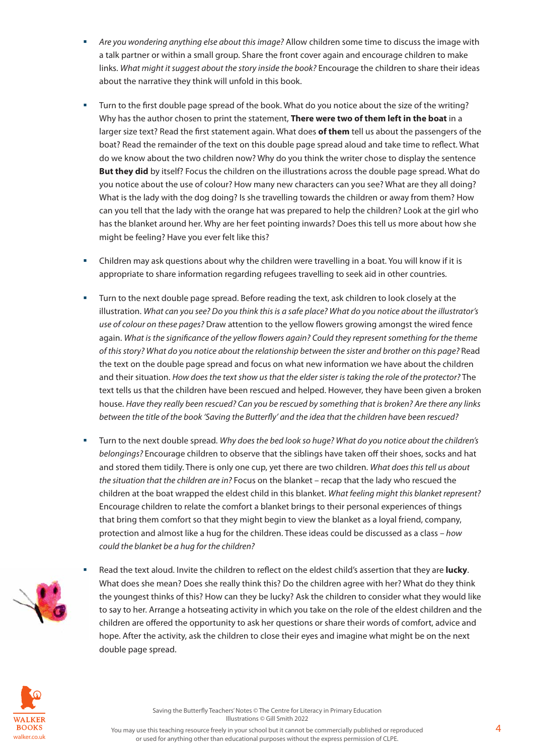- *Are you wondering anything else about this image?* Allow children some time to discuss the image with a talk partner or within a small group. Share the front cover again and encourage children to make links. *What might it suggest about the story inside the book?* Encourage the children to share their ideas about the narrative they think will unfold in this book.

- Turn to the first double page spread of the book. What do you notice about the size of the writing? Why has the author chosen to print the statement, **There were two of them left in the boat** in a larger size text? Read the first statement again. What does **of them** tell us about the passengers of the boat? Read the remainder of the text on this double page spread aloud and take time to reflect. What do we know about the two children now? Why do you think the writer chose to display the sentence **But they did** by itself? Focus the children on the illustrations across the double page spread. What do you notice about the use of colour? How many new characters can you see? What are they all doing? What is the lady with the dog doing? Is she travelling towards the children or away from them? How can you tell that the lady with the orange hat was prepared to help the children? Look at the girl who has the blanket around her. Why are her feet pointing inwards? Does this tell us more about how she might be feeling? Have you ever felt like this?

- Children may ask questions about why the children were travelling in a boat. You will know if it is appropriate to share information regarding refugees travelling to seek aid in other countries.

- Turn to the next double page spread. Before reading the text, ask children to look closely at the illustration. *What can you see? Do you think this is a safe place? What do you notice about the illustrator's use of colour on these pages?* Draw attention to the yellow flowers growing amongst the wired fence again. *What is the significance of the yellow flowers again? Could they represent something for the theme of this story? What do you notice about the relationship between the sister and brother on this page?* Read the text on the double page spread and focus on what new information we have about the children and their situation. *How does the text show us that the elder sister is taking the role of the protector?* The text tells us that the children have been rescued and helped. However, they have been given a broken house. *Have they really been rescued? Can you be rescued by something that is broken? Are there any links between the title of the book 'Saving the Butterfly' and the idea that the children have been rescued?*

- Turn to the next double spread. *Why does the bed look so huge? What do you notice about the children's belongings?* Encourage children to observe that the siblings have taken off their shoes, socks and hat and stored them tidily. There is only one cup, yet there are two children. *What does this tell us about the situation that the children are in?* Focus on the blanket – recap that the lady who rescued the children at the boat wrapped the eldest child in this blanket. *What feeling might this blanket represent?* Encourage children to relate the comfort a blanket brings to their personal experiences of things that bring them comfort so that they might begin to view the blanket as a loyal friend, company, protection and almost like a hug for the children. These ideas could be discussed as a class – *how could the blanket be a hug for the children?*

- Read the text aloud. Invite the children to reflect on the eldest child's assertion that they are **lucky**. What does she mean? Does she really think this? Do the children agree with her? What do they think the youngest thinks of this? How can they be lucky? Ask the children to consider what they would like to say to her. Arrange a hotseating activity in which you take on the role of the eldest children and the children are offered the opportunity to ask her questions or share their words of comfort, advice and hope. After the activity, ask the children to close their eyes and imagine what might be on the next double page spread.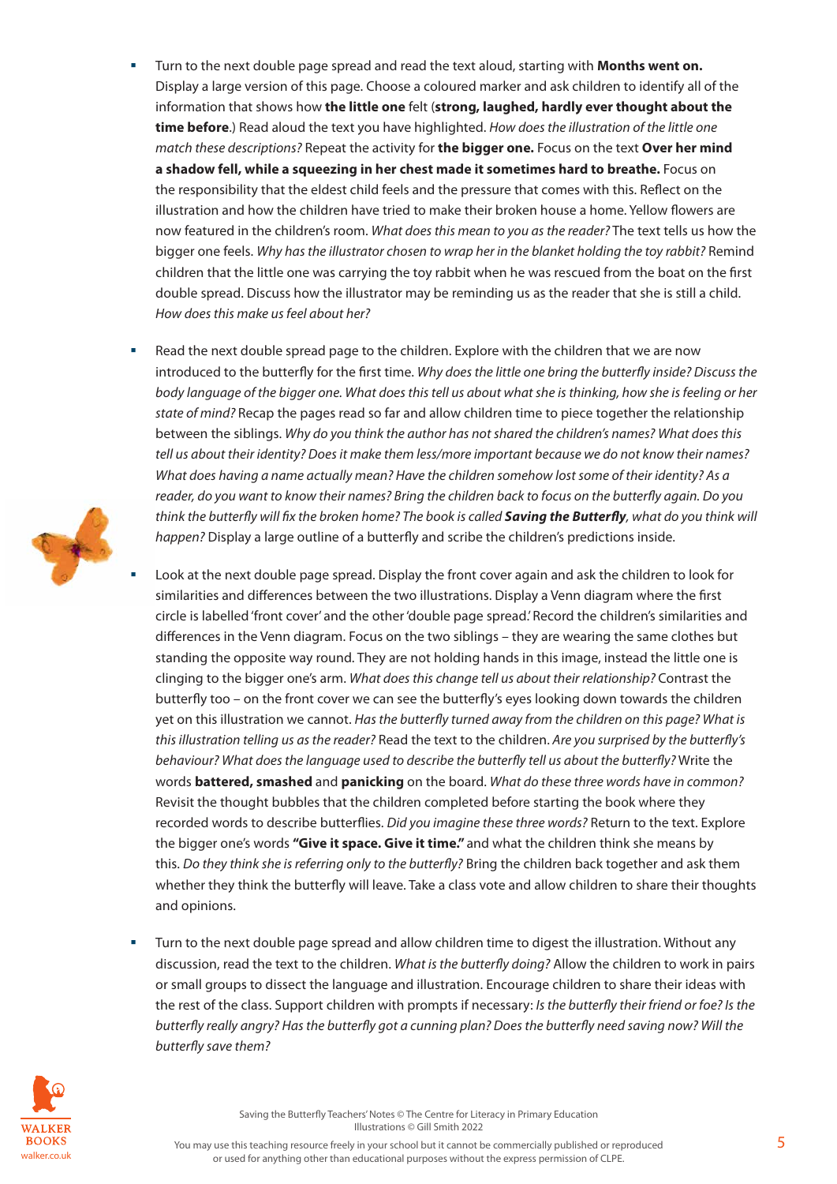- Turn to the next double page spread and read the text aloud, starting with **Months went on.** Display a large version of this page. Choose a coloured marker and ask children to identify all of the information that shows how **the little one** felt (**strong, laughed, hardly ever thought about the time before**.) Read aloud the text you have highlighted. *How does the illustration of the little one match these descriptions?* Repeat the activity for **the bigger one.** Focus on the text **Over her mind a shadow fell, while a squeezing in her chest made it sometimes hard to breathe.** Focus on the responsibility that the eldest child feels and the pressure that comes with this. Reflect on the illustration and how the children have tried to make their broken house a home. Yellow flowers are now featured in the children's room. *What does this mean to you as the reader?* The text tells us how the bigger one feels. *Why has the illustrator chosen to wrap her in the blanket holding the toy rabbit?* Remind children that the little one was carrying the toy rabbit when he was rescued from the boat on the first double spread. Discuss how the illustrator may be reminding us as the reader that she is still a child. *How does this make us feel about her?*

- Read the next double spread page to the children. Explore with the children that we are now introduced to the butterfly for the first time. *Why does the little one bring the butterfly inside? Discuss the body language of the bigger one. What does this tell us about what she is thinking, how she is feeling or her state of mind?* Recap the pages read so far and allow children time to piece together the relationship between the siblings. *Why do you think the author has not shared the children's names? What does this tell us about their identity? Does it make them less/more important because we do not know their names? What does having a name actually mean? Have the children somehow lost some of their identity? As a reader, do you want to know their names? Bring the children back to focus on the butterfly again. Do you think the butterfly will fix the broken home? The book is called* ***Saving the Butterfly****, what do you think will happen?* Display a large outline of a butterfly and scribe the children's predictions inside.

- Look at the next double page spread. Display the front cover again and ask the children to look for similarities and differences between the two illustrations. Display a Venn diagram where the first circle is labelled 'front cover' and the other 'double page spread.' Record the children's similarities and differences in the Venn diagram. Focus on the two siblings – they are wearing the same clothes but standing the opposite way round. They are not holding hands in this image, instead the little one is clinging to the bigger one's arm. *What does this change tell us about their relationship?* Contrast the butterfly too – on the front cover we can see the butterfly's eyes looking down towards the children yet on this illustration we cannot. *Has the butterfly turned away from the children on this page? What is this illustration telling us as the reader?* Read the text to the children. *Are you surprised by the butterfly's behaviour? What does the language used to describe the butterfly tell us about the butterfly?* Write the words **battered, smashed** and **panicking** on the board. *What do these three words have in common?* Revisit the thought bubbles that the children completed before starting the book where they recorded words to describe butterflies. *Did you imagine these three words?* Return to the text. Explore the bigger one's words **"Give it space. Give it time."** and what the children think she means by this. *Do they think she is referring only to the butterfly?* Bring the children back together and ask them whether they think the butterfly will leave. Take a class vote and allow children to share their thoughts and opinions.

- Turn to the next double page spread and allow children time to digest the illustration. Without any discussion, read the text to the children. *What is the butterfly doing?* Allow the children to work in pairs or small groups to dissect the language and illustration. Encourage children to share their ideas with the rest of the class. Support children with prompts if necessary: *Is the butterfly their friend or foe? Is the butterfly really angry? Has the butterfly got a cunning plan? Does the butterfly need saving now? Will the butterfly save them?*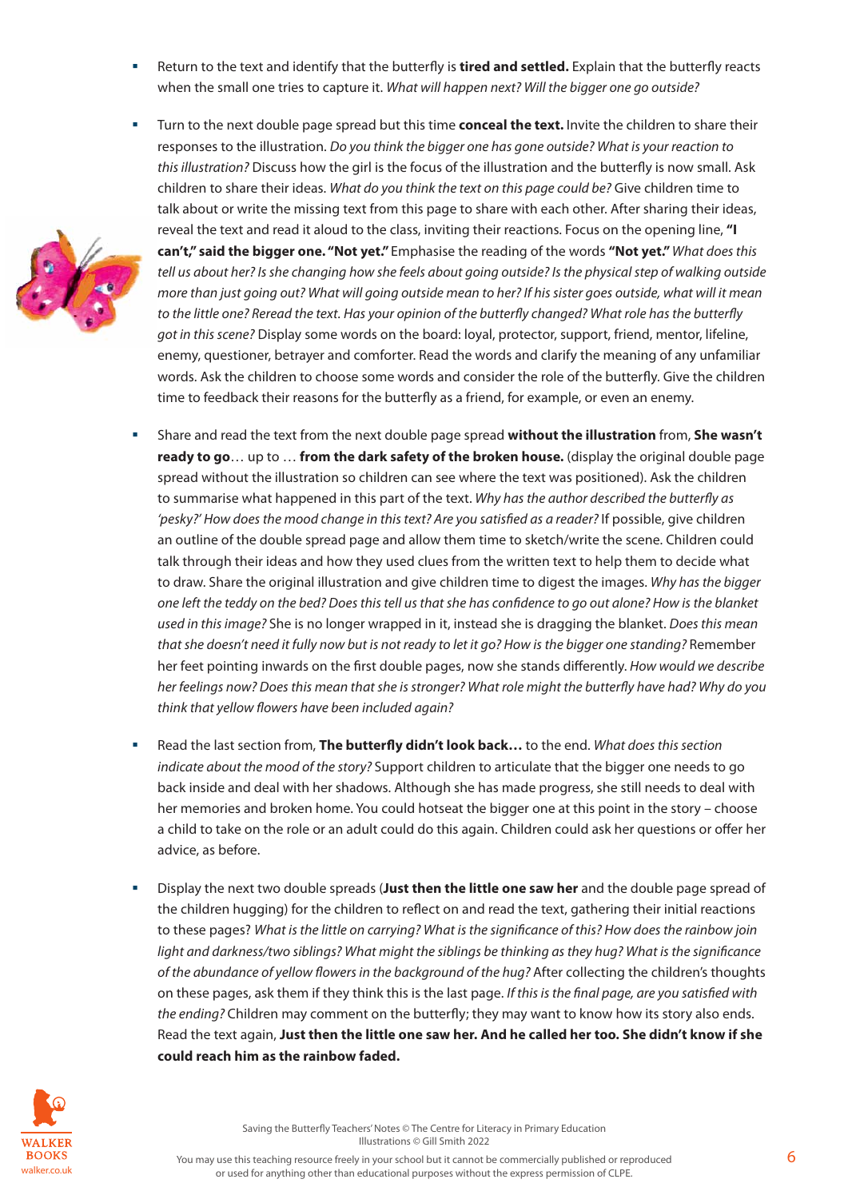- Return to the text and identify that the butterfly is **tired and settled.** Explain that the butterfly reacts when the small one tries to capture it. *What will happen next? Will the bigger one go outside?*

- Turn to the next double page spread but this time **conceal the text.** Invite the children to share their responses to the illustration. *Do you think the bigger one has gone outside? What is your reaction to this illustration?* Discuss how the girl is the focus of the illustration and the butterfly is now small. Ask children to share their ideas. *What do you think the text on this page could be?* Give children time to talk about or write the missing text from this page to share with each other. After sharing their ideas, reveal the text and read it aloud to the class, inviting their reactions. Focus on the opening line, **"I can't," said the bigger one. "Not yet."** Emphasise the reading of the words **"Not yet."** *What does this tell us about her? Is she changing how she feels about going outside? Is the physical step of walking outside more than just going out? What will going outside mean to her? If his sister goes outside, what will it mean to the little one? Reread the text. Has your opinion of the butterfly changed? What role has the butterfly got in this scene?* Display some words on the board: loyal, protector, support, friend, mentor, lifeline, enemy, questioner, betrayer and comforter. Read the words and clarify the meaning of any unfamiliar words. Ask the children to choose some words and consider the role of the butterfly. Give the children time to feedback their reasons for the butterfly as a friend, for example, or even an enemy.

- Share and read the text from the next double page spread **without the illustration** from, **She wasn't ready to go**… up to … **from the dark safety of the broken house.** (display the original double page spread without the illustration so children can see where the text was positioned). Ask the children to summarise what happened in this part of the text. *Why has the author described the butterfly as 'pesky?' How does the mood change in this text? Are you satisfied as a reader?* If possible, give children an outline of the double spread page and allow them time to sketch/write the scene. Children could talk through their ideas and how they used clues from the written text to help them to decide what to draw. Share the original illustration and give children time to digest the images. *Why has the bigger one left the teddy on the bed? Does this tell us that she has confidence to go out alone? How is the blanket used in this image?* She is no longer wrapped in it, instead she is dragging the blanket. *Does this mean that she doesn't need it fully now but is not ready to let it go? How is the bigger one standing?* Remember her feet pointing inwards on the first double pages, now she stands differently. *How would we describe her feelings now? Does this mean that she is stronger? What role might the butterfly have had? Why do you think that yellow flowers have been included again?*

- Read the last section from, **The butterfly didn't look back…** to the end. *What does this section indicate about the mood of the story?* Support children to articulate that the bigger one needs to go back inside and deal with her shadows. Although she has made progress, she still needs to deal with her memories and broken home. You could hotseat the bigger one at this point in the story – choose a child to take on the role or an adult could do this again. Children could ask her questions or offer her advice, as before.

- Display the next two double spreads (**Just then the little one saw her** and the double page spread of the children hugging) for the children to reflect on and read the text, gathering their initial reactions to these pages? *What is the little on carrying? What is the significance of this? How does the rainbow join light and darkness/two siblings? What might the siblings be thinking as they hug? What is the significance of the abundance of yellow flowers in the background of the hug?* After collecting the children's thoughts on these pages, ask them if they think this is the last page. *If this is the final page, are you satisfied with the ending?* Children may comment on the butterfly; they may want to know how its story also ends. Read the text again, **Just then the little one saw her. And he called her too. She didn't know if she could reach him as the rainbow faded.**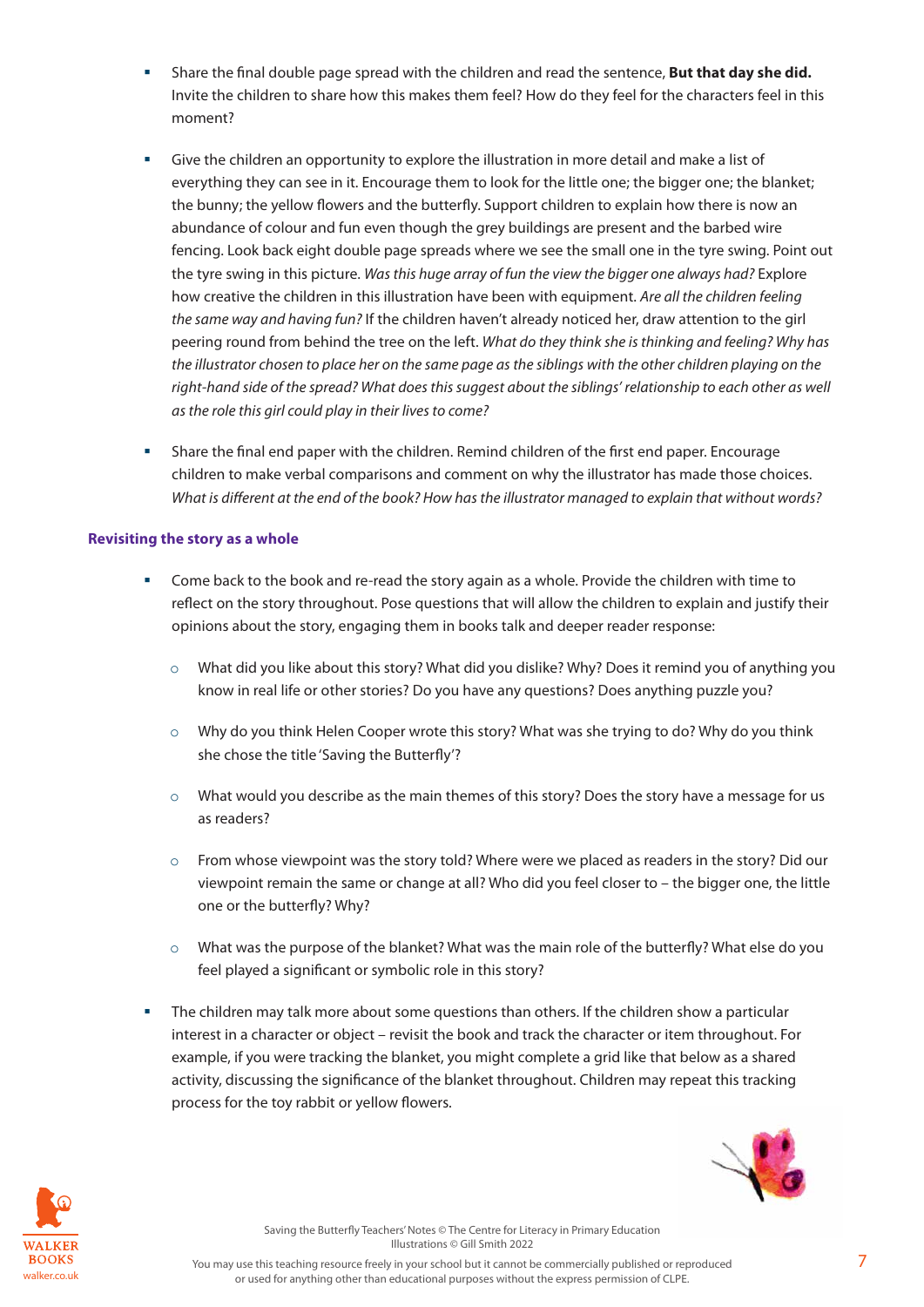- Share the final double page spread with the children and read the sentence, **But that day she did.** Invite the children to share how this makes them feel? How do they feel for the characters feel in this moment?

- Give the children an opportunity to explore the illustration in more detail and make a list of everything they can see in it. Encourage them to look for the little one; the bigger one; the blanket; the bunny; the yellow flowers and the butterfly. Support children to explain how there is now an abundance of colour and fun even though the grey buildings are present and the barbed wire fencing. Look back eight double page spreads where we see the small one in the tyre swing. Point out the tyre swing in this picture. *Was this huge array of fun the view the bigger one always had?* Explore how creative the children in this illustration have been with equipment. *Are all the children feeling the same way and having fun?* If the children haven't already noticed her, draw attention to the girl peering round from behind the tree on the left. *What do they think she is thinking and feeling? Why has the illustrator chosen to place her on the same page as the siblings with the other children playing on the right-hand side of the spread? What does this suggest about the siblings' relationship to each other as well as the role this girl could play in their lives to come?*

- Share the final end paper with the children. Remind children of the first end paper. Encourage children to make verbal comparisons and comment on why the illustrator has made those choices. *What is different at the end of the book? How has the illustrator managed to explain that without words?*

### Revisiting the story as a whole

- Come back to the book and re-read the story again as a whole. Provide the children with time to reflect on the story throughout. Pose questions that will allow the children to explain and justify their opinions about the story, engaging them in books talk and deeper reader response:
  - What did you like about this story? What did you dislike? Why? Does it remind you of anything you know in real life or other stories? Do you have any questions? Does anything puzzle you?
  - Why do you think Helen Cooper wrote this story? What was she trying to do? Why do you think she chose the title 'Saving the Butterfly'?
  - What would you describe as the main themes of this story? Does the story have a message for us as readers?
  - From whose viewpoint was the story told? Where were we placed as readers in the story? Did our viewpoint remain the same or change at all? Who did you feel closer to – the bigger one, the little one or the butterfly? Why?
  - What was the purpose of the blanket? What was the main role of the butterfly? What else do you feel played a significant or symbolic role in this story?

- The children may talk more about some questions than others. If the children show a particular interest in a character or object – revisit the book and track the character or item throughout. For example, if you were tracking the blanket, you might complete a grid like that below as a shared activity, discussing the significance of the blanket throughout. Children may repeat this tracking process for the toy rabbit or yellow flowers.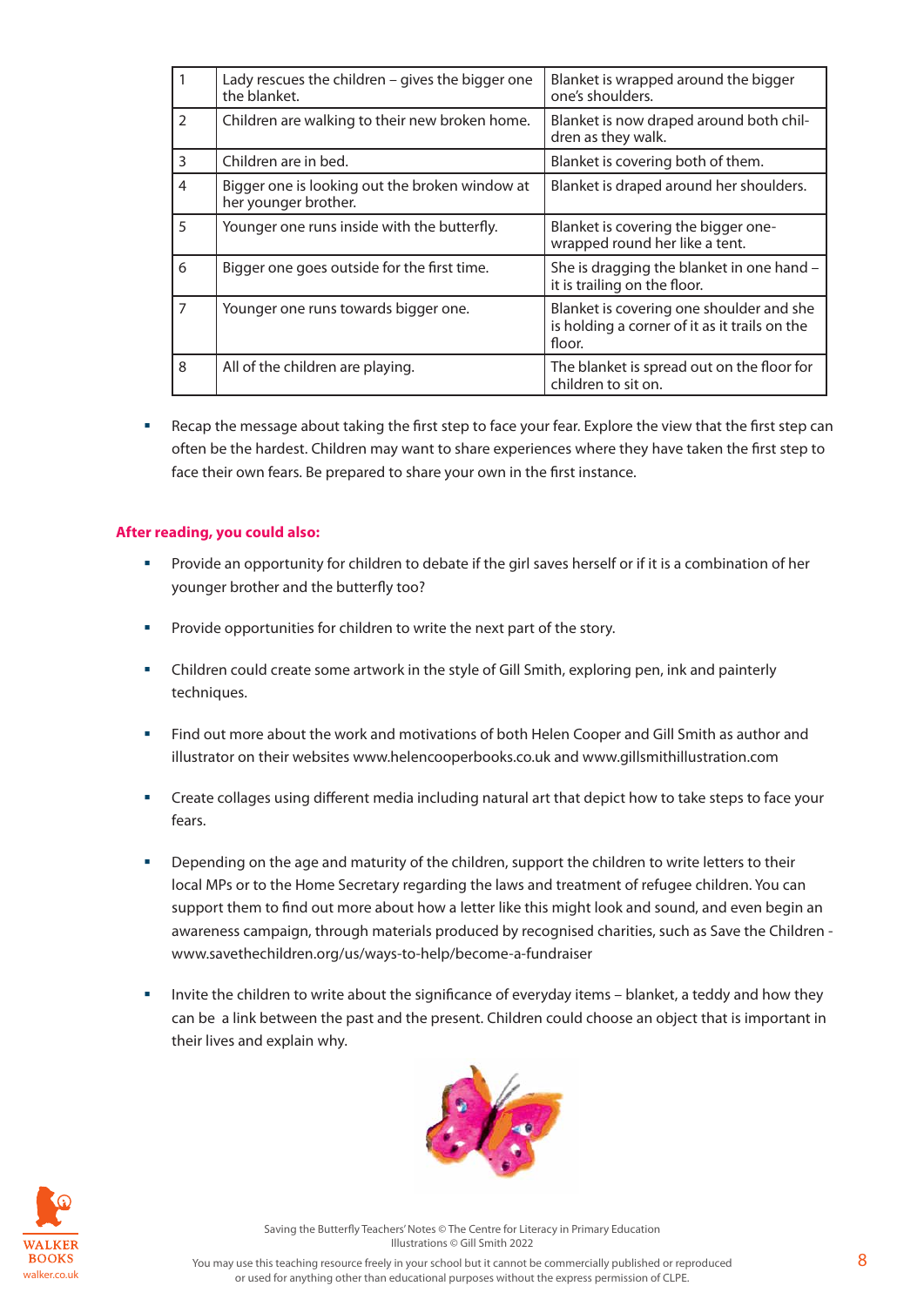| 1 | Lady rescues the children – gives the bigger one the blanket. | Blanket is wrapped around the bigger one's shoulders. |
|---|---|---|
| 2 | Children are walking to their new broken home. | Blanket is now draped around both children as they walk. |
| 3 | Children are in bed. | Blanket is covering both of them. |
| 4 | Bigger one is looking out the broken window at her younger brother. | Blanket is draped around her shoulders. |
| 5 | Younger one runs inside with the butterfly. | Blanket is covering the bigger one- wrapped round her like a tent. |
| 6 | Bigger one goes outside for the first time. | She is dragging the blanket in one hand – it is trailing on the floor. |
| 7 | Younger one runs towards bigger one. | Blanket is covering one shoulder and she is holding a corner of it as it trails on the floor. |
| 8 | All of the children are playing. | The blanket is spread out on the floor for children to sit on. |

- Recap the message about taking the first step to face your fear. Explore the view that the first step can often be the hardest. Children may want to share experiences where they have taken the first step to face their own fears. Be prepared to share your own in the first instance.

**After reading, you could also:**

- Provide an opportunity for children to debate if the girl saves herself or if it is a combination of her younger brother and the butterfly too?
- Provide opportunities for children to write the next part of the story.
- Children could create some artwork in the style of Gill Smith, exploring pen, ink and painterly techniques.
- Find out more about the work and motivations of both Helen Cooper and Gill Smith as author and illustrator on their websites www.helencooperbooks.co.uk and www.gillsmithillustration.com
- Create collages using different media including natural art that depict how to take steps to face your fears.
- Depending on the age and maturity of the children, support the children to write letters to their local MPs or to the Home Secretary regarding the laws and treatment of refugee children. You can support them to find out more about how a letter like this might look and sound, and even begin an awareness campaign, through materials produced by recognised charities, such as Save the Children - www.savethechildren.org/us/ways-to-help/become-a-fundraiser
- Invite the children to write about the significance of everyday items – blanket, a teddy and how they can be a link between the past and the present. Children could choose an object that is important in their lives and explain why.

Saving the Butterfly Teachers' Notes © The Centre for Literacy in Primary Education
Illustrations © Gill Smith 2022

You may use this teaching resource freely in your school but it cannot be commercially published or reproduced or used for anything other than educational purposes without the express permission of CLPE.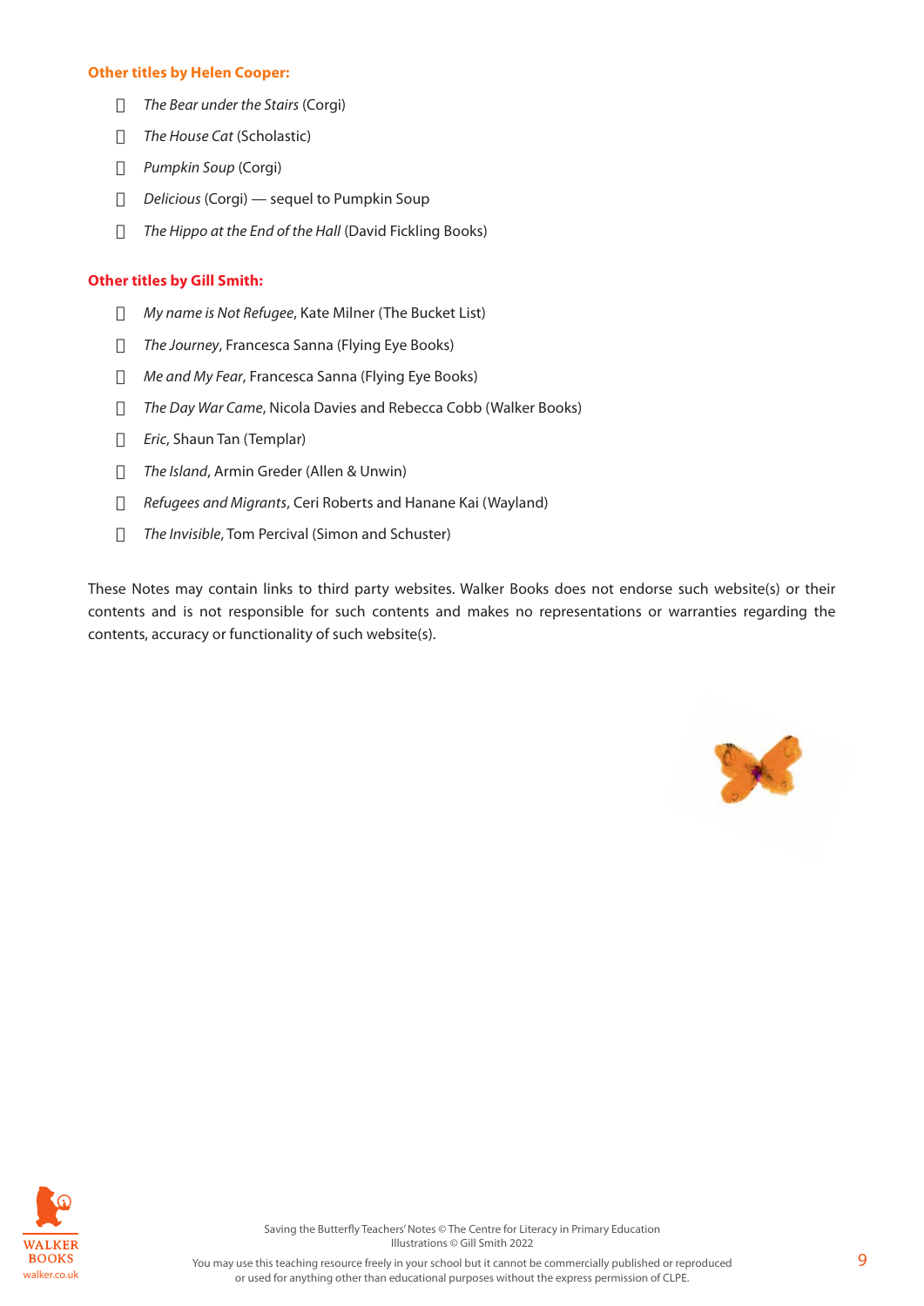**Other titles by Helen Cooper:**

- *The Bear under the Stairs* (Corgi)
- *The House Cat* (Scholastic)
- *Pumpkin Soup* (Corgi)
- *Delicious* (Corgi) — sequel to Pumpkin Soup
- *The Hippo at the End of the Hall* (David Fickling Books)

**Other titles by Gill Smith:**

- *My name is Not Refugee*, Kate Milner (The Bucket List)
- *The Journey*, Francesca Sanna (Flying Eye Books)
- *Me and My Fear*, Francesca Sanna (Flying Eye Books)
- *The Day War Came*, Nicola Davies and Rebecca Cobb (Walker Books)
- *Eric*, Shaun Tan (Templar)
- *The Island*, Armin Greder (Allen & Unwin)
- *Refugees and Migrants*, Ceri Roberts and Hanane Kai (Wayland)
- *The Invisible*, Tom Percival (Simon and Schuster)

These Notes may contain links to third party websites. Walker Books does not endorse such website(s) or their contents and is not responsible for such contents and makes no representations or warranties regarding the contents, accuracy or functionality of such website(s).

Saving the Butterfly Teachers' Notes © The Centre for Literacy in Primary Education
Illustrations © Gill Smith 2022

You may use this teaching resource freely in your school but it cannot be commercially published or reproduced or used for anything other than educational purposes without the express permission of CLPE.